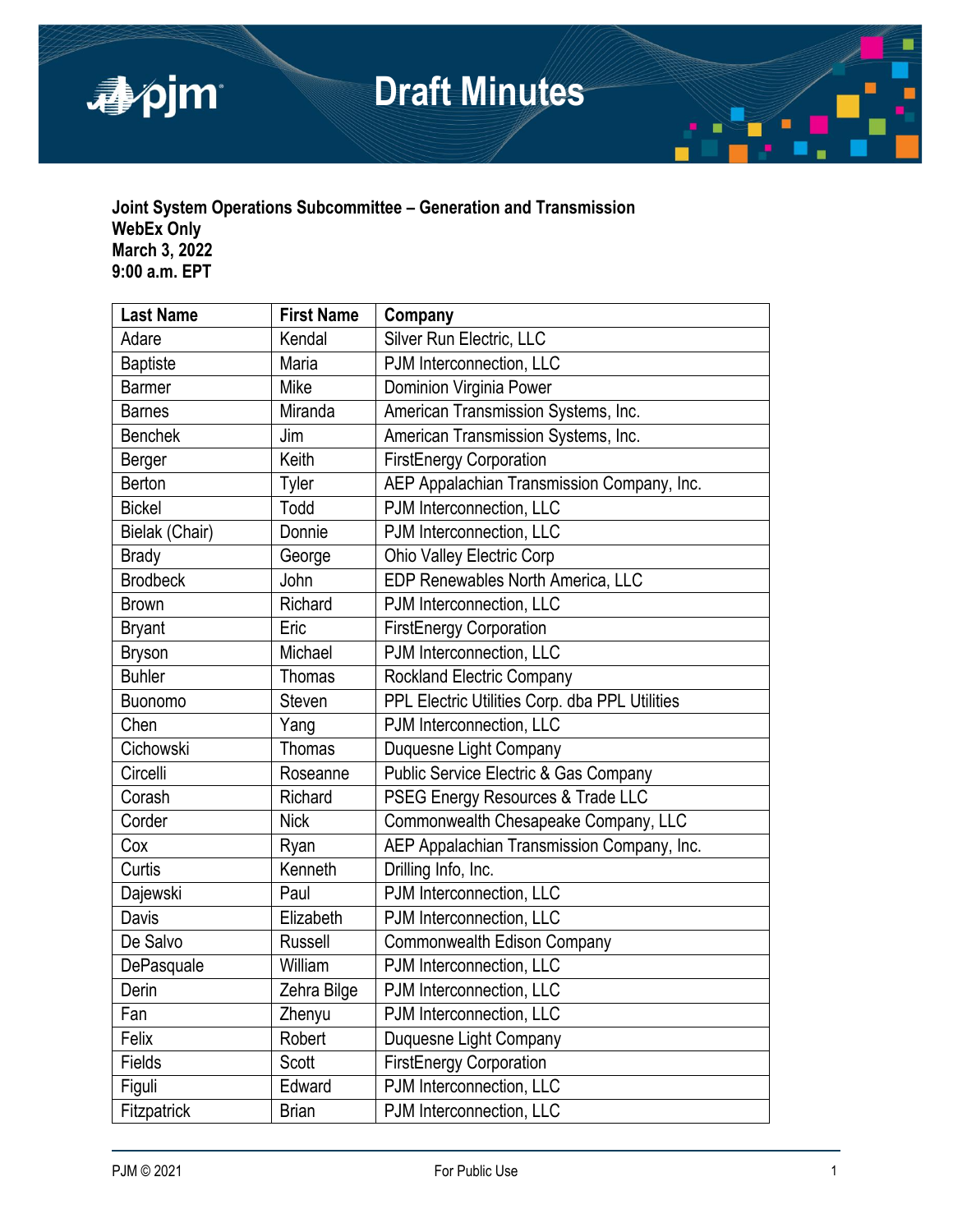# Draft Minutes

**Joint System Operations Subcommittee – Generation and Transmission**
**WebEx Only**
**March 3, 2022**
**9:00 a.m. EPT**

| Last Name | First Name | Company |
|---|---|---|
| Adare | Kendal | Silver Run Electric, LLC |
| Baptiste | Maria | PJM Interconnection, LLC |
| Barmer | Mike | Dominion Virginia Power |
| Barnes | Miranda | American Transmission Systems, Inc. |
| Benchek | Jim | American Transmission Systems, Inc. |
| Berger | Keith | FirstEnergy Corporation |
| Berton | Tyler | AEP Appalachian Transmission Company, Inc. |
| Bickel | Todd | PJM Interconnection, LLC |
| Bielak (Chair) | Donnie | PJM Interconnection, LLC |
| Brady | George | Ohio Valley Electric Corp |
| Brodbeck | John | EDP Renewables North America, LLC |
| Brown | Richard | PJM Interconnection, LLC |
| Bryant | Eric | FirstEnergy Corporation |
| Bryson | Michael | PJM Interconnection, LLC |
| Buhler | Thomas | Rockland Electric Company |
| Buonomo | Steven | PPL Electric Utilities Corp. dba PPL Utilities |
| Chen | Yang | PJM Interconnection, LLC |
| Cichowski | Thomas | Duquesne Light Company |
| Circelli | Roseanne | Public Service Electric & Gas Company |
| Corash | Richard | PSEG Energy Resources & Trade LLC |
| Corder | Nick | Commonwealth Chesapeake Company, LLC |
| Cox | Ryan | AEP Appalachian Transmission Company, Inc. |
| Curtis | Kenneth | Drilling Info, Inc. |
| Dajewski | Paul | PJM Interconnection, LLC |
| Davis | Elizabeth | PJM Interconnection, LLC |
| De Salvo | Russell | Commonwealth Edison Company |
| DePasquale | William | PJM Interconnection, LLC |
| Derin | Zehra Bilge | PJM Interconnection, LLC |
| Fan | Zhenyu | PJM Interconnection, LLC |
| Felix | Robert | Duquesne Light Company |
| Fields | Scott | FirstEnergy Corporation |
| Figuli | Edward | PJM Interconnection, LLC |
| Fitzpatrick | Brian | PJM Interconnection, LLC |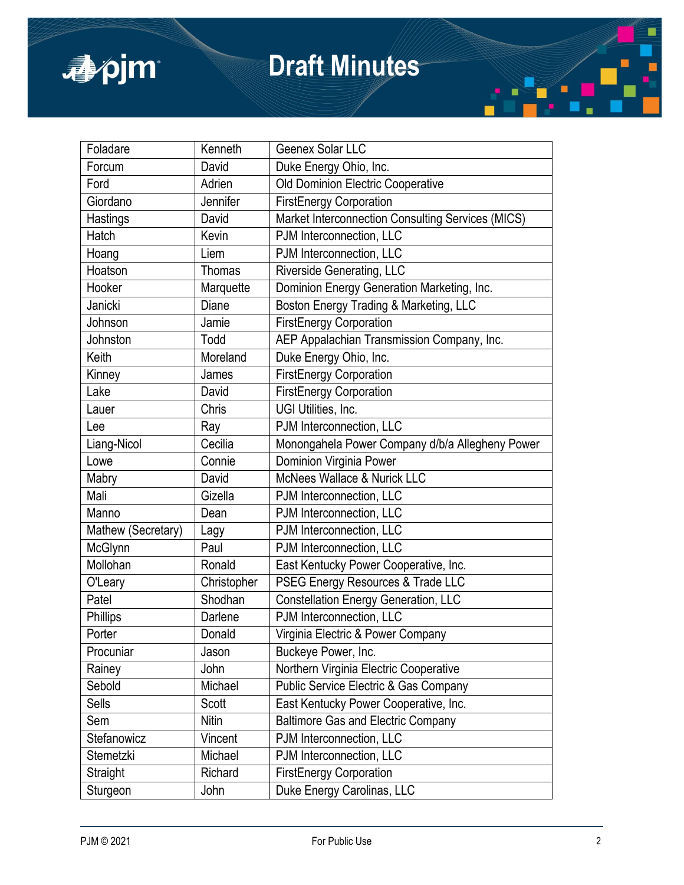| Foladare | Kenneth | Geenex Solar LLC |
|---|---|---|
| Forcum | David | Duke Energy Ohio, Inc. |
| Ford | Adrien | Old Dominion Electric Cooperative |
| Giordano | Jennifer | FirstEnergy Corporation |
| Hastings | David | Market Interconnection Consulting Services (MICS) |
| Hatch | Kevin | PJM Interconnection, LLC |
| Hoang | Liem | PJM Interconnection, LLC |
| Hoatson | Thomas | Riverside Generating, LLC |
| Hooker | Marquette | Dominion Energy Generation Marketing, Inc. |
| Janicki | Diane | Boston Energy Trading & Marketing, LLC |
| Johnson | Jamie | FirstEnergy Corporation |
| Johnston | Todd | AEP Appalachian Transmission Company, Inc. |
| Keith | Moreland | Duke Energy Ohio, Inc. |
| Kinney | James | FirstEnergy Corporation |
| Lake | David | FirstEnergy Corporation |
| Lauer | Chris | UGI Utilities, Inc. |
| Lee | Ray | PJM Interconnection, LLC |
| Liang-Nicol | Cecilia | Monongahela Power Company d/b/a Allegheny Power |
| Lowe | Connie | Dominion Virginia Power |
| Mabry | David | McNees Wallace & Nurick LLC |
| Mali | Gizella | PJM Interconnection, LLC |
| Manno | Dean | PJM Interconnection, LLC |
| Mathew (Secretary) | Lagy | PJM Interconnection, LLC |
| McGlynn | Paul | PJM Interconnection, LLC |
| Mollohan | Ronald | East Kentucky Power Cooperative, Inc. |
| O'Leary | Christopher | PSEG Energy Resources & Trade LLC |
| Patel | Shodhan | Constellation Energy Generation, LLC |
| Phillips | Darlene | PJM Interconnection, LLC |
| Porter | Donald | Virginia Electric & Power Company |
| Procuniar | Jason | Buckeye Power, Inc. |
| Rainey | John | Northern Virginia Electric Cooperative |
| Sebold | Michael | Public Service Electric & Gas Company |
| Sells | Scott | East Kentucky Power Cooperative, Inc. |
| Sem | Nitin | Baltimore Gas and Electric Company |
| Stefanowicz | Vincent | PJM Interconnection, LLC |
| Stemetzki | Michael | PJM Interconnection, LLC |
| Straight | Richard | FirstEnergy Corporation |
| Sturgeon | John | Duke Energy Carolinas, LLC |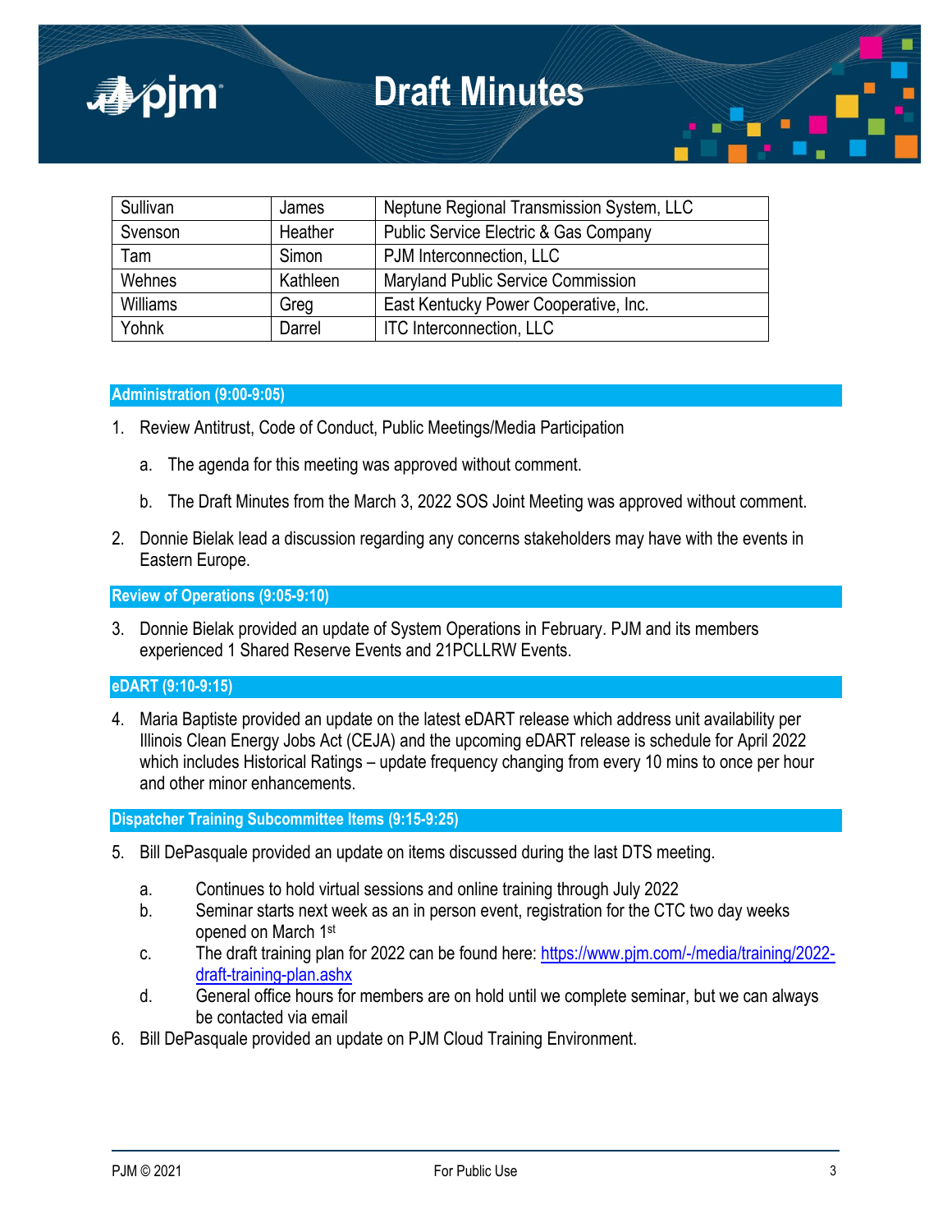| Sullivan | James | Neptune Regional Transmission System, LLC |
|---|---|---|
| Svenson | Heather | Public Service Electric & Gas Company |
| Tam | Simon | PJM Interconnection, LLC |
| Wehnes | Kathleen | Maryland Public Service Commission |
| Williams | Greg | East Kentucky Power Cooperative, Inc. |
| Yohnk | Darrel | ITC Interconnection, LLC |

## Administration (9:00-9:05)

1. Review Antitrust, Code of Conduct, Public Meetings/Media Participation

   a. The agenda for this meeting was approved without comment.

   b. The Draft Minutes from the March 3, 2022 SOS Joint Meeting was approved without comment.

2. Donnie Bielak lead a discussion regarding any concerns stakeholders may have with the events in Eastern Europe.

## Review of Operations (9:05-9:10)

3. Donnie Bielak provided an update of System Operations in February. PJM and its members experienced 1 Shared Reserve Events and 21PCLLRW Events.

## eDART (9:10-9:15)

4. Maria Baptiste provided an update on the latest eDART release which address unit availability per Illinois Clean Energy Jobs Act (CEJA) and the upcoming eDART release is schedule for April 2022 which includes Historical Ratings – update frequency changing from every 10 mins to once per hour and other minor enhancements.

## Dispatcher Training Subcommittee Items (9:15-9:25)

5. Bill DePasquale provided an update on items discussed during the last DTS meeting.

   a. Continues to hold virtual sessions and online training through July 2022
   b. Seminar starts next week as an in person event, registration for the CTC two day weeks opened on March 1st
   c. The draft training plan for 2022 can be found here: https://www.pjm.com/-/media/training/2022-draft-training-plan.ashx
   d. General office hours for members are on hold until we complete seminar, but we can always be contacted via email

6. Bill DePasquale provided an update on PJM Cloud Training Environment.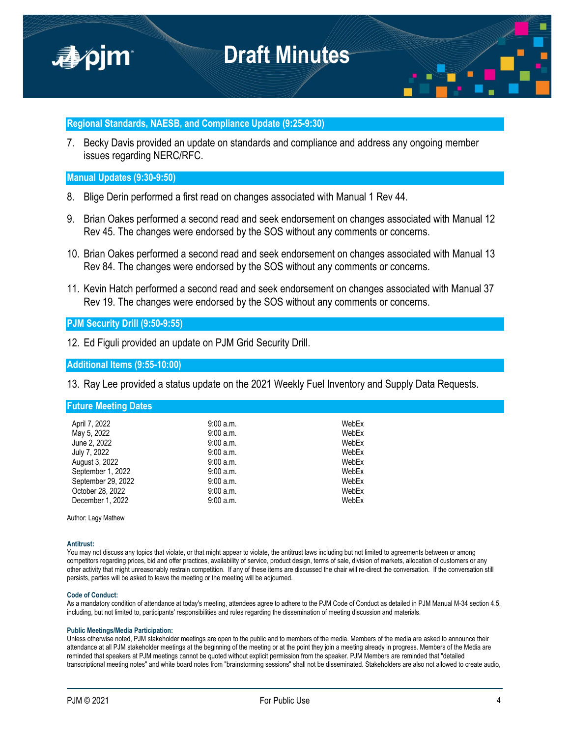### Regional Standards, NAESB, and Compliance Update (9:25-9:30)

7. Becky Davis provided an update on standards and compliance and address any ongoing member issues regarding NERC/RFC.

### Manual Updates (9:30-9:50)

8. Blige Derin performed a first read on changes associated with Manual 1 Rev 44.
9. Brian Oakes performed a second read and seek endorsement on changes associated with Manual 12 Rev 45. The changes were endorsed by the SOS without any comments or concerns.
10. Brian Oakes performed a second read and seek endorsement on changes associated with Manual 13 Rev 84. The changes were endorsed by the SOS without any comments or concerns.
11. Kevin Hatch performed a second read and seek endorsement on changes associated with Manual 37 Rev 19. The changes were endorsed by the SOS without any comments or concerns.

### PJM Security Drill (9:50-9:55)

12. Ed Figuli provided an update on PJM Grid Security Drill.

### Additional Items (9:55-10:00)

13. Ray Lee provided a status update on the 2021 Weekly Fuel Inventory and Supply Data Requests.

### Future Meeting Dates

| | | |
|---|---|---|
| April 7, 2022 | 9:00 a.m. | WebEx |
| May 5, 2022 | 9:00 a.m. | WebEx |
| June 2, 2022 | 9:00 a.m. | WebEx |
| July 7, 2022 | 9:00 a.m. | WebEx |
| August 3, 2022 | 9:00 a.m. | WebEx |
| September 1, 2022 | 9:00 a.m. | WebEx |
| September 29, 2022 | 9:00 a.m. | WebEx |
| October 28, 2022 | 9:00 a.m. | WebEx |
| December 1, 2022 | 9:00 a.m. | WebEx |

Author: Lagy Mathew

**Antitrust:**
You may not discuss any topics that violate, or that might appear to violate, the antitrust laws including but not limited to agreements between or among competitors regarding prices, bid and offer practices, availability of service, product design, terms of sale, division of markets, allocation of customers or any other activity that might unreasonably restrain competition. If any of these items are discussed the chair will re-direct the conversation. If the conversation still persists, parties will be asked to leave the meeting or the meeting will be adjourned.

**Code of Conduct:**
As a mandatory condition of attendance at today's meeting, attendees agree to adhere to the PJM Code of Conduct as detailed in PJM Manual M-34 section 4.5, including, but not limited to, participants' responsibilities and rules regarding the dissemination of meeting discussion and materials.

**Public Meetings/Media Participation:**
Unless otherwise noted, PJM stakeholder meetings are open to the public and to members of the media. Members of the media are asked to announce their attendance at all PJM stakeholder meetings at the beginning of the meeting or at the point they join a meeting already in progress. Members of the Media are reminded that speakers at PJM meetings cannot be quoted without explicit permission from the speaker. PJM Members are reminded that "detailed transcriptional meeting notes" and white board notes from "brainstorming sessions" shall not be disseminated. Stakeholders are also not allowed to create audio,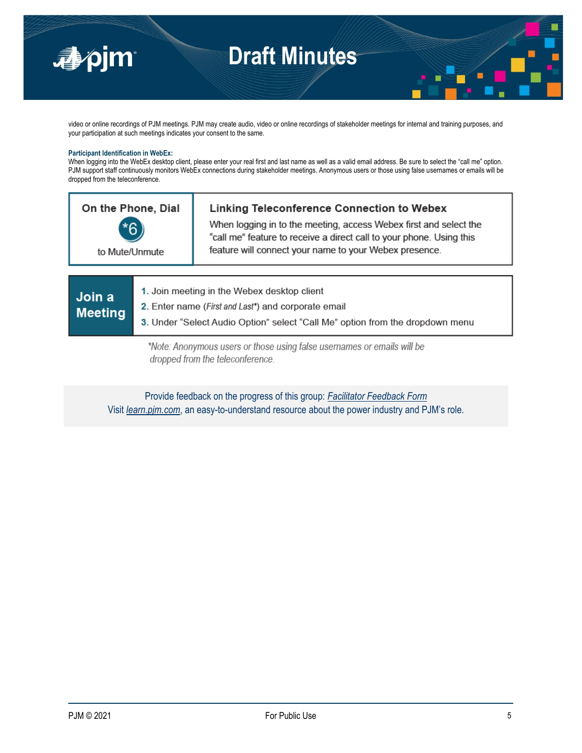video or online recordings of PJM meetings. PJM may create audio, video or online recordings of stakeholder meetings for internal and training purposes, and your participation at such meetings indicates your consent to the same.

**Participant Identification in WebEx:**
When logging into the WebEx desktop client, please enter your real first and last name as well as a valid email address. Be sure to select the "call me" option. PJM support staff continuously monitors WebEx connections during stakeholder meetings. Anonymous users or those using false usernames or emails will be dropped from the teleconference.

| On the Phone, Dial | Linking Teleconference Connection to Webex |
|---|---|
| *6 to Mute/Unmute | When logging in to the meeting, access Webex first and select the "call me" feature to receive a direct call to your phone. Using this feature will connect your name to your Webex presence. |

**Join a Meeting**

1. Join meeting in the Webex desktop client
2. Enter name (*First and Last**) and corporate email
3. Under "Select Audio Option" select "Call Me" option from the dropdown menu

**Note: Anonymous users or those using false usernames or emails will be dropped from the teleconference.*

Provide feedback on the progress of this group: *Facilitator Feedback Form*
Visit *learn.pjm.com*, an easy-to-understand resource about the power industry and PJM's role.